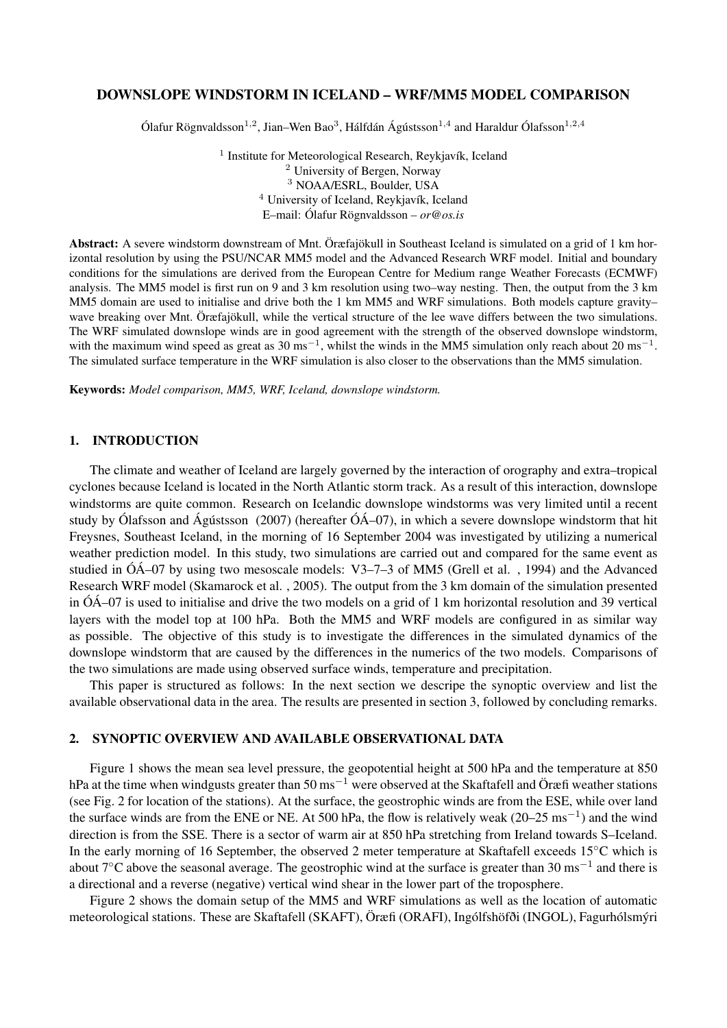# DOWNSLOPE WINDSTORM IN ICELAND – WRF/MM5 MODEL COMPARISON

Ólafur Rögnvaldsson[1,2], Jian–Wen Bao[3], Hálfdán Ágústsson[1,4] and Haraldur Ólafsson[1,2,4]

[1] Institute for Meteorological Research, Reykjavík, Iceland
[2] University of Bergen, Norway
[3] NOAA/ESRL, Boulder, USA
[4] University of Iceland, Reykjavík, Iceland
E–mail: Ólafur Rögnvaldsson – *or@os.is*

**Abstract:** A severe windstorm downstream of Mnt. Öræfajökull in Southeast Iceland is simulated on a grid of 1 km horizontal resolution by using the PSU/NCAR MM5 model and the Advanced Research WRF model. Initial and boundary conditions for the simulations are derived from the European Centre for Medium range Weather Forecasts (ECMWF) analysis. The MM5 model is first run on 9 and 3 km resolution using two–way nesting. Then, the output from the 3 km MM5 domain are used to initialise and drive both the 1 km MM5 and WRF simulations. Both models capture gravity–wave breaking over Mnt. Öræfajökull, while the vertical structure of the lee wave differs between the two simulations. The WRF simulated downslope winds are in good agreement with the strength of the observed downslope windstorm, with the maximum wind speed as great as 30 $\mathrm{ms}^{-1}$, whilst the winds in the MM5 simulation only reach about 20 $\mathrm{ms}^{-1}$. The simulated surface temperature in the WRF simulation is also closer to the observations than the MM5 simulation.

**Keywords:** *Model comparison, MM5, WRF, Iceland, downslope windstorm.*

## 1. INTRODUCTION

The climate and weather of Iceland are largely governed by the interaction of orography and extra–tropical cyclones because Iceland is located in the North Atlantic storm track. As a result of this interaction, downslope windstorms are quite common. Research on Icelandic downslope windstorms was very limited until a recent study by Ólafsson and Ágústsson (2007) (hereafter ÓÁ–07), in which a severe downslope windstorm that hit Freysnes, Southeast Iceland, in the morning of 16 September 2004 was investigated by utilizing a numerical weather prediction model. In this study, two simulations are carried out and compared for the same event as studied in ÓÁ–07 by using two mesoscale models: V3–7–3 of MM5 (Grell et al. , 1994) and the Advanced Research WRF model (Skamarock et al. , 2005). The output from the 3 km domain of the simulation presented in ÓÁ–07 is used to initialise and drive the two models on a grid of 1 km horizontal resolution and 39 vertical layers with the model top at 100 hPa. Both the MM5 and WRF models are configured in as similar way as possible. The objective of this study is to investigate the differences in the simulated dynamics of the downslope windstorm that are caused by the differences in the numerics of the two models. Comparisons of the two simulations are made using observed surface winds, temperature and precipitation.

This paper is structured as follows: In the next section we descripe the synoptic overview and list the available observational data in the area. The results are presented in section 3, followed by concluding remarks.

## 2. SYNOPTIC OVERVIEW AND AVAILABLE OBSERVATIONAL DATA

Figure 1 shows the mean sea level pressure, the geopotential height at 500 hPa and the temperature at 850 hPa at the time when windgusts greater than 50 $\mathrm{ms}^{-1}$ were observed at the Skaftafell and Öræfi weather stations (see Fig. 2 for location of the stations). At the surface, the geostrophic winds are from the ESE, while over land the surface winds are from the ENE or NE. At 500 hPa, the flow is relatively weak (20–25 $\mathrm{ms}^{-1}$) and the wind direction is from the SSE. There is a sector of warm air at 850 hPa stretching from Ireland towards S–Iceland. In the early morning of 16 September, the observed 2 meter temperature at Skaftafell exceeds 15°C which is about 7°C above the seasonal average. The geostrophic wind at the surface is greater than 30 $\mathrm{ms}^{-1}$ and there is a directional and a reverse (negative) vertical wind shear in the lower part of the troposphere.

Figure 2 shows the domain setup of the MM5 and WRF simulations as well as the location of automatic meteorological stations. These are Skaftafell (SKAFT), Öræfi (ORAFI), Ingólfshöfði (INGOL), Fagurhólsmýri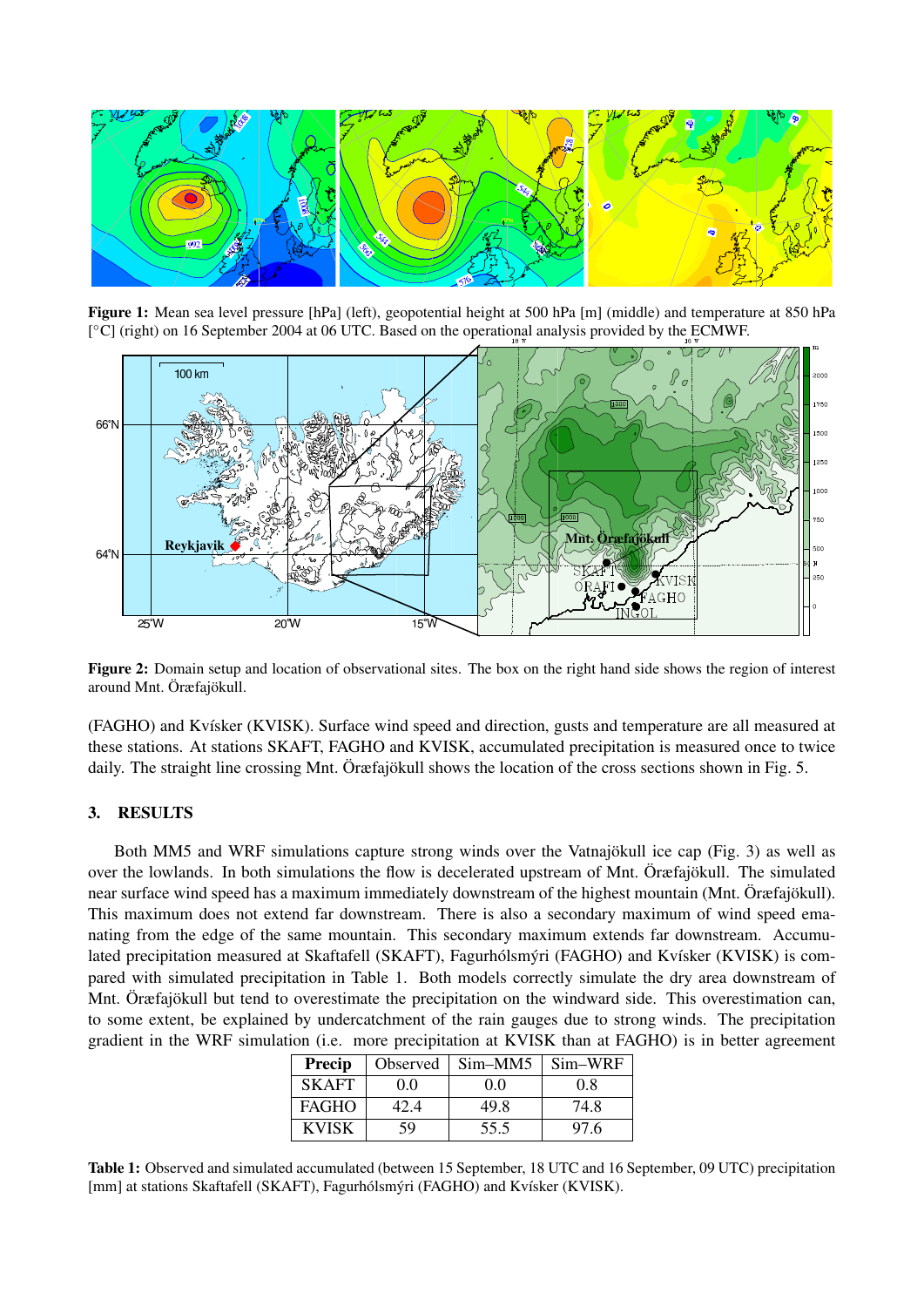**Figure 1:** Mean sea level pressure [hPa] (left), geopotential height at 500 hPa [m] (middle) and temperature at 850 hPa [°C] (right) on 16 September 2004 at 06 UTC. Based on the operational analysis provided by the ECMWF.

**Figure 2:** Domain setup and location of observational sites. The box on the right hand side shows the region of interest around Mnt. Öræfajökull.

(FAGHO) and Kvísker (KVISK). Surface wind speed and direction, gusts and temperature are all measured at these stations. At stations SKAFT, FAGHO and KVISK, accumulated precipitation is measured once to twice daily. The straight line crossing Mnt. Öræfajökull shows the location of the cross sections shown in Fig. 5.

## 3. RESULTS

Both MM5 and WRF simulations capture strong winds over the Vatnajökull ice cap (Fig. 3) as well as over the lowlands. In both simulations the flow is decelerated upstream of Mnt. Öræfajökull. The simulated near surface wind speed has a maximum immediately downstream of the highest mountain (Mnt. Öræfajökull). This maximum does not extend far downstream. There is also a secondary maximum of wind speed emanating from the edge of the same mountain. This secondary maximum extends far downstream. Accumulated precipitation measured at Skaftafell (SKAFT), Fagurhólsmýri (FAGHO) and Kvísker (KVISK) is compared with simulated precipitation in Table 1. Both models correctly simulate the dry area downstream of Mnt. Öræfajökull but tend to overestimate the precipitation on the windward side. This overestimation can, to some extent, be explained by undercatchment of the rain gauges due to strong winds. The precipitation gradient in the WRF simulation (i.e. more precipitation at KVISK than at FAGHO) is in better agreement

| Precip | Observed | Sim–MM5 | Sim–WRF |
|---|---|---|---|
| SKAFT | 0.0 | 0.0 | 0.8 |
| FAGHO | 42.4 | 49.8 | 74.8 |
| KVISK | 59 | 55.5 | 97.6 |

**Table 1:** Observed and simulated accumulated (between 15 September, 18 UTC and 16 September, 09 UTC) precipitation [mm] at stations Skaftafell (SKAFT), Fagurhólsmýri (FAGHO) and Kvísker (KVISK).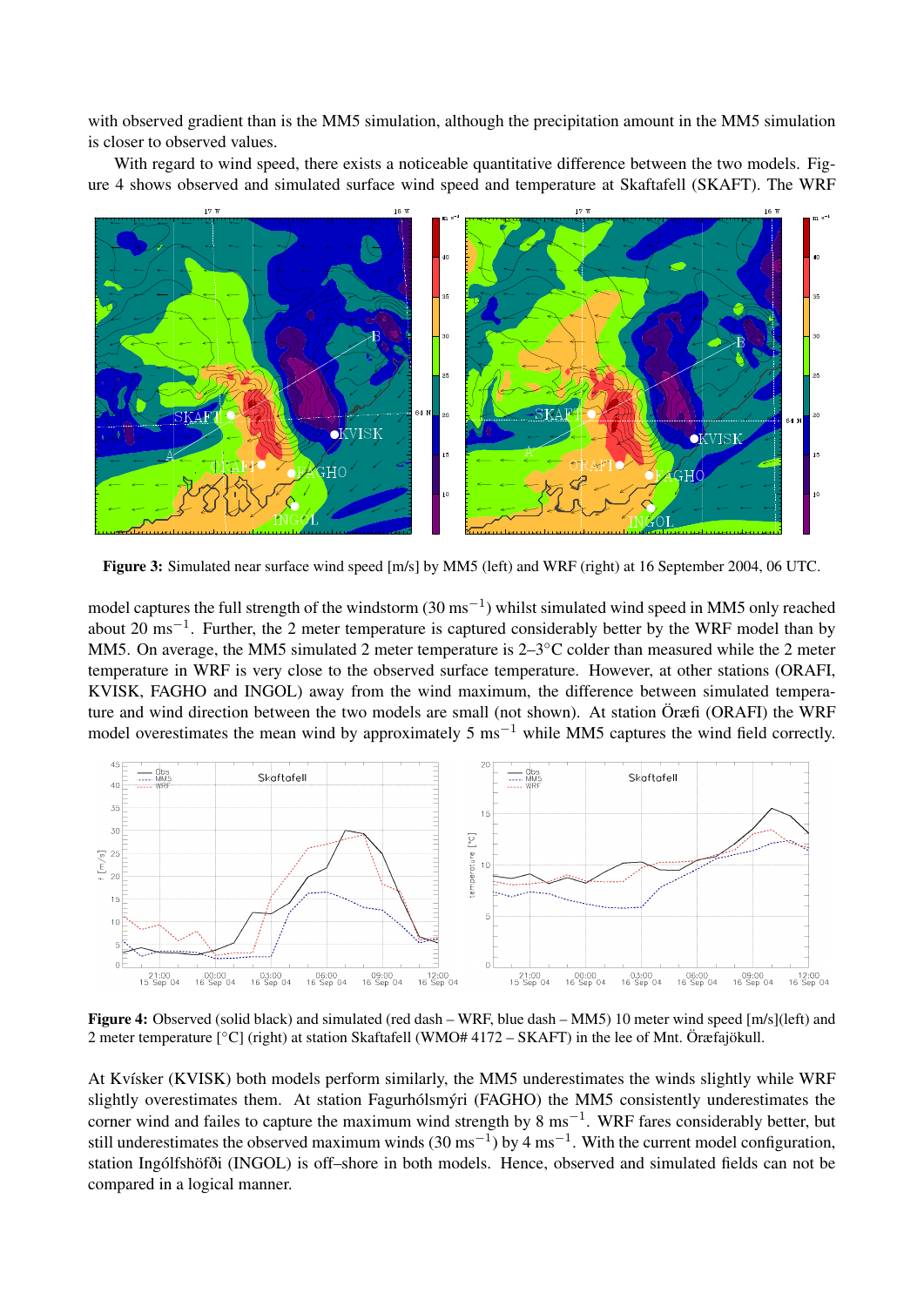with observed gradient than is the MM5 simulation, although the precipitation amount in the MM5 simulation is closer to observed values.

With regard to wind speed, there exists a noticeable quantitative difference between the two models. Figure 4 shows observed and simulated surface wind speed and temperature at Skaftafell (SKAFT). The WRF model captures the full strength of the windstorm (30 ms$^{-1}$) whilst simulated wind speed in MM5 only reached about 20 ms$^{-1}$. Further, the 2 meter temperature is captured considerably better by the WRF model than by MM5. On average, the MM5 simulated 2 meter temperature is 2–3°C colder than measured while the 2 meter temperature in WRF is very close to the observed surface temperature. However, at other stations (ORAFI, KVISK, FAGHO and INGOL) away from the wind maximum, the difference between simulated temperature and wind direction between the two models are small (not shown). At station Öræfi (ORAFI) the WRF model overestimates the mean wind by approximately 5 ms$^{-1}$ while MM5 captures the wind field correctly.

**Figure 3:** Simulated near surface wind speed [m/s] by MM5 (left) and WRF (right) at 16 September 2004, 06 UTC.

**Figure 4:** Observed (solid black) and simulated (red dash – WRF, blue dash – MM5) 10 meter wind speed [m/s](left) and 2 meter temperature [°C] (right) at station Skaftafell (WMO# 4172 – SKAFT) in the lee of Mnt. Öræfajökull.

At Kvísker (KVISK) both models perform similarly, the MM5 underestimates the winds slightly while WRF slightly overestimates them. At station Fagurhólsmýri (FAGHO) the MM5 consistently underestimates the corner wind and failes to capture the maximum wind strength by 8 ms$^{-1}$. WRF fares considerably better, but still underestimates the observed maximum winds (30 ms$^{-1}$) by 4 ms$^{-1}$. With the current model configuration, station Ingólfshöfði (INGOL) is off–shore in both models. Hence, observed and simulated fields can not be compared in a logical manner.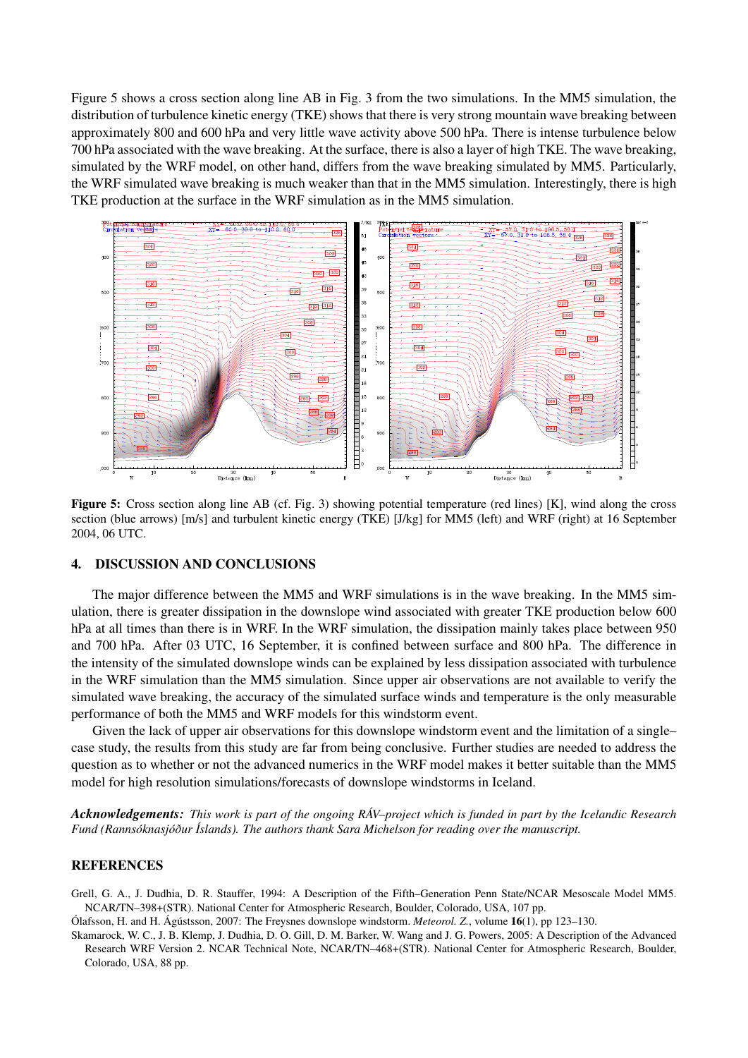Figure 5 shows a cross section along line AB in Fig. 3 from the two simulations. In the MM5 simulation, the distribution of turbulence kinetic energy (TKE) shows that there is very strong mountain wave breaking between approximately 800 and 600 hPa and very little wave activity above 500 hPa. There is intense turbulence below 700 hPa associated with the wave breaking. At the surface, there is also a layer of high TKE. The wave breaking, simulated by the WRF model, on other hand, differs from the wave breaking simulated by MM5. Particularly, the WRF simulated wave breaking is much weaker than that in the MM5 simulation. Interestingly, there is high TKE production at the surface in the WRF simulation as in the MM5 simulation.

**Figure 5:** Cross section along line AB (cf. Fig. 3) showing potential temperature (red lines) [K], wind along the cross section (blue arrows) [m/s] and turbulent kinetic energy (TKE) [J/kg] for MM5 (left) and WRF (right) at 16 September 2004, 06 UTC.

## 4. DISCUSSION AND CONCLUSIONS

The major difference between the MM5 and WRF simulations is in the wave breaking. In the MM5 simulation, there is greater dissipation in the downslope wind associated with greater TKE production below 600 hPa at all times than there is in WRF. In the WRF simulation, the dissipation mainly takes place between 950 and 700 hPa. After 03 UTC, 16 September, it is confined between surface and 800 hPa. The difference in the intensity of the simulated downslope winds can be explained by less dissipation associated with turbulence in the WRF simulation than the MM5 simulation. Since upper air observations are not available to verify the simulated wave breaking, the accuracy of the simulated surface winds and temperature is the only measurable performance of both the MM5 and WRF models for this windstorm event.

Given the lack of upper air observations for this downslope windstorm event and the limitation of a single–case study, the results from this study are far from being conclusive. Further studies are needed to address the question as to whether or not the advanced numerics in the WRF model makes it better suitable than the MM5 model for high resolution simulations/forecasts of downslope windstorms in Iceland.

***Acknowledgements:*** *This work is part of the ongoing RÁV–project which is funded in part by the Icelandic Research Fund (Rannsóknasjóður Íslands). The authors thank Sara Michelson for reading over the manuscript.*

## REFERENCES

Grell, G. A., J. Dudhia, D. R. Stauffer, 1994: A Description of the Fifth–Generation Penn State/NCAR Mesoscale Model MM5. NCAR/TN–398+(STR). National Center for Atmospheric Research, Boulder, Colorado, USA, 107 pp.

Ólafsson, H. and H. Ágústsson, 2007: The Freysnes downslope windstorm. *Meteorol. Z.*, volume **16**(1), pp 123–130.

Skamarock, W. C., J. B. Klemp, J. Dudhia, D. O. Gill, D. M. Barker, W. Wang and J. G. Powers, 2005: A Description of the Advanced Research WRF Version 2. NCAR Technical Note, NCAR/TN–468+(STR). National Center for Atmospheric Research, Boulder, Colorado, USA, 88 pp.